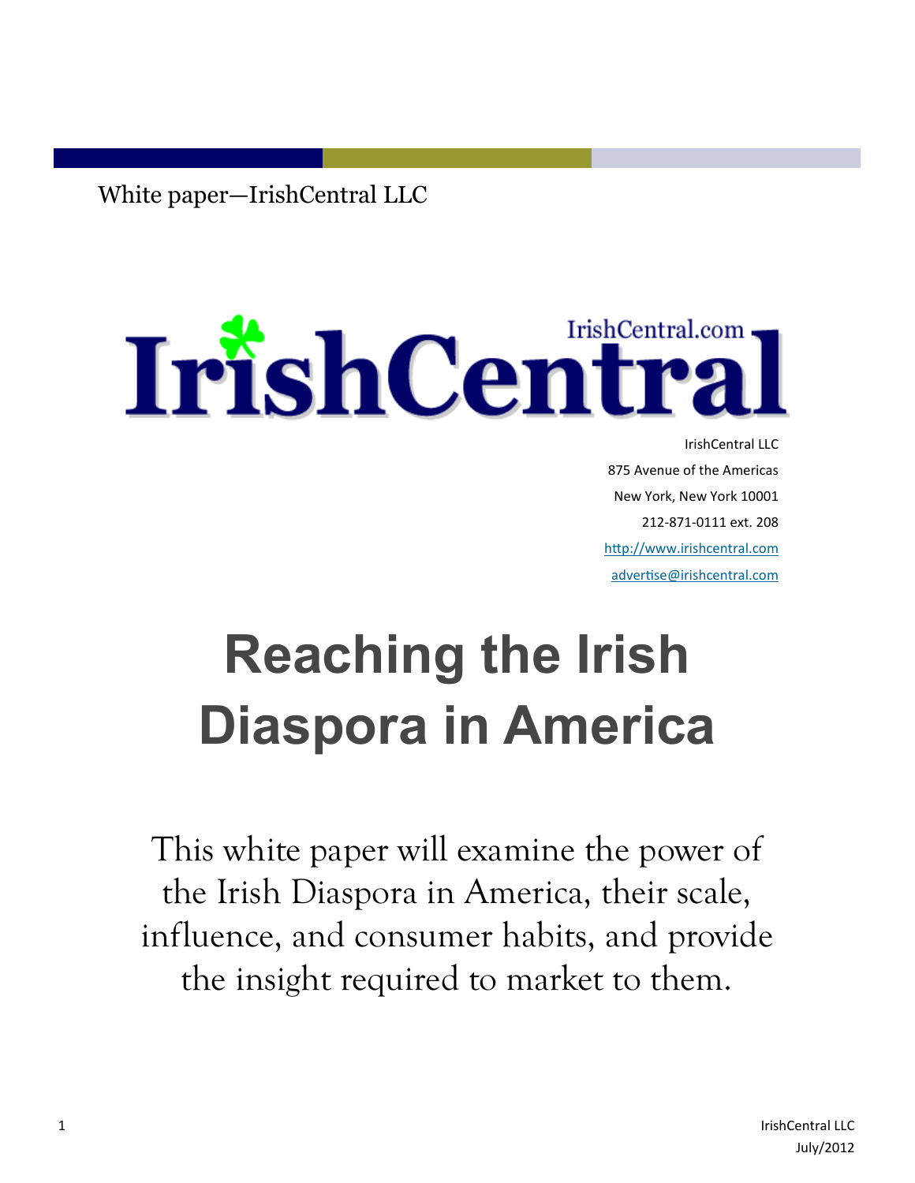White paper—IrishCentral LLC

IrishCentral

IrishCentral.com

IrishCentral LLC
875 Avenue of the Americas
New York, New York 10001
212-871-0111 ext. 208
http://www.irishcentral.com
advertise@irishcentral.com

# Reaching the Irish Diaspora in America

This white paper will examine the power of the Irish Diaspora in America, their scale, influence, and consumer habits, and provide the insight required to market to them.

IrishCentral LLC
July/2012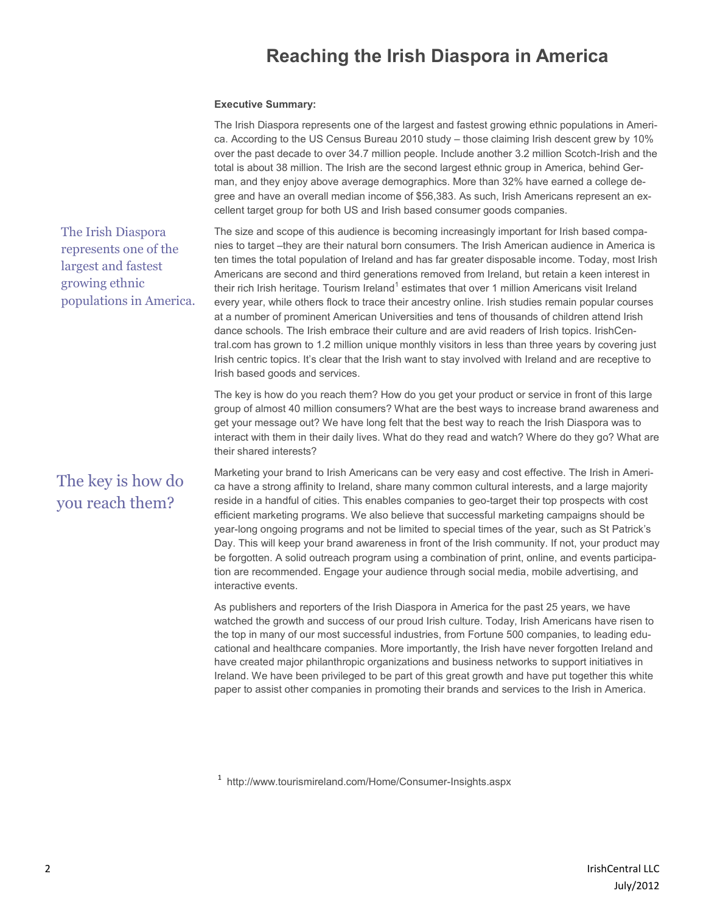# Reaching the Irish Diaspora in America

**Executive Summary:**

The Irish Diaspora represents one of the largest and fastest growing ethnic populations in America. According to the US Census Bureau 2010 study – those claiming Irish descent grew by 10% over the past decade to over 34.7 million people. Include another 3.2 million Scotch-Irish and the total is about 38 million. The Irish are the second largest ethnic group in America, behind German, and they enjoy above average demographics. More than 32% have earned a college degree and have an overall median income of $56,383. As such, Irish Americans represent an excellent target group for both US and Irish based consumer goods companies.

> The Irish Diaspora represents one of the largest and fastest growing ethnic populations in America.

The size and scope of this audience is becoming increasingly important for Irish based companies to target –they are their natural born consumers. The Irish American audience in America is ten times the total population of Ireland and has far greater disposable income. Today, most Irish Americans are second and third generations removed from Ireland, but retain a keen interest in their rich Irish heritage. Tourism Ireland[1] estimates that over 1 million Americans visit Ireland every year, while others flock to trace their ancestry online. Irish studies remain popular courses at a number of prominent American Universities and tens of thousands of children attend Irish dance schools. The Irish embrace their culture and are avid readers of Irish topics. IrishCentral.com has grown to 1.2 million unique monthly visitors in less than three years by covering just Irish centric topics. It's clear that the Irish want to stay involved with Ireland and are receptive to Irish based goods and services.

The key is how do you reach them? How do you get your product or service in front of this large group of almost 40 million consumers? What are the best ways to increase brand awareness and get your message out? We have long felt that the best way to reach the Irish Diaspora was to interact with them in their daily lives. What do they read and watch? Where do they go? What are their shared interests?

> The key is how do you reach them?

Marketing your brand to Irish Americans can be very easy and cost effective. The Irish in America have a strong affinity to Ireland, share many common cultural interests, and a large majority reside in a handful of cities. This enables companies to geo-target their top prospects with cost efficient marketing programs. We also believe that successful marketing campaigns should be year-long ongoing programs and not be limited to special times of the year, such as St Patrick's Day. This will keep your brand awareness in front of the Irish community. If not, your product may be forgotten. A solid outreach program using a combination of print, online, and events participation are recommended. Engage your audience through social media, mobile advertising, and interactive events.

As publishers and reporters of the Irish Diaspora in America for the past 25 years, we have watched the growth and success of our proud Irish culture. Today, Irish Americans have risen to the top in many of our most successful industries, from Fortune 500 companies, to leading educational and healthcare companies. More importantly, the Irish have never forgotten Ireland and have created major philanthropic organizations and business networks to support initiatives in Ireland. We have been privileged to be part of this great growth and have put together this white paper to assist other companies in promoting their brands and services to the Irish in America.

[1] http://www.tourismireland.com/Home/Consumer-Insights.aspx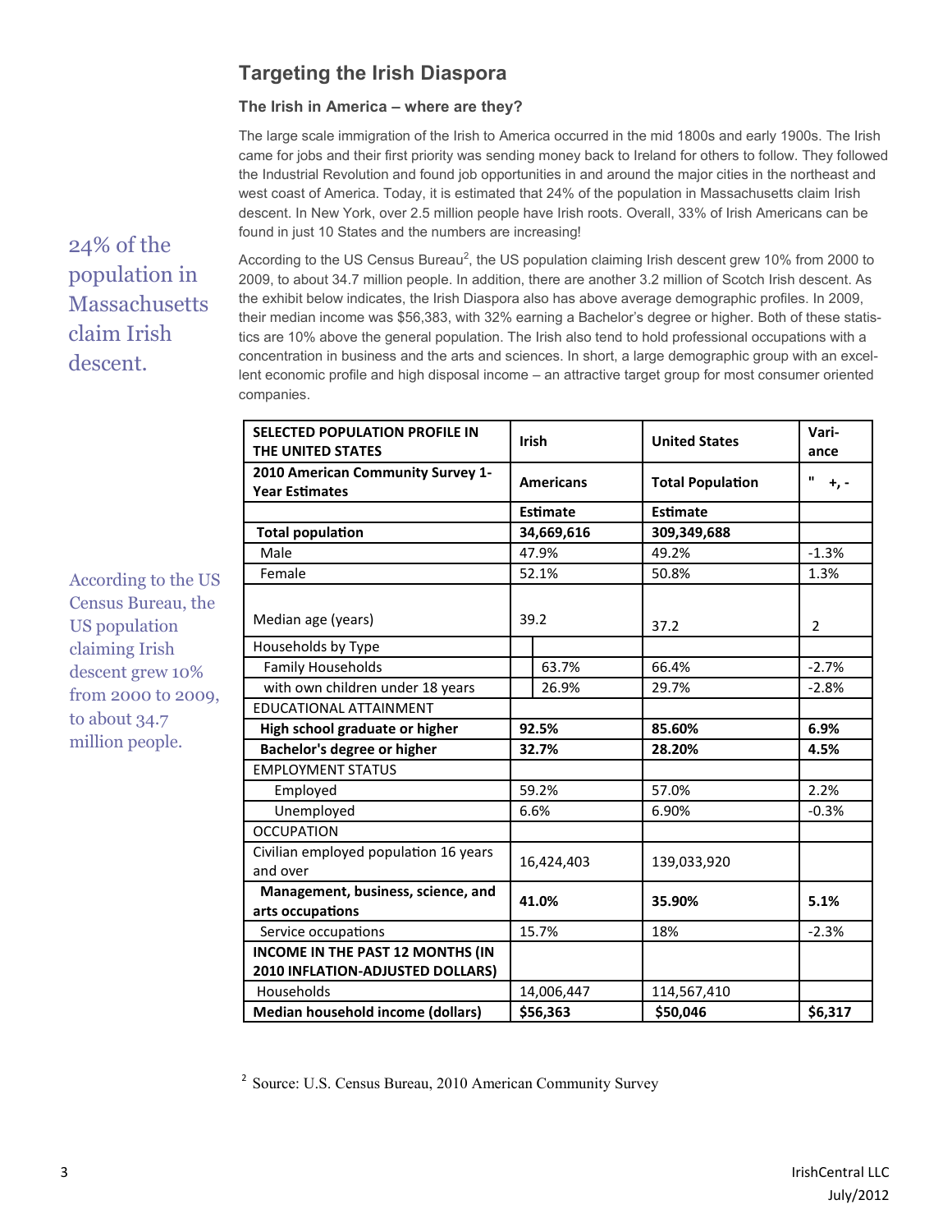## Targeting the Irish Diaspora

### The Irish in America – where are they?

The large scale immigration of the Irish to America occurred in the mid 1800s and early 1900s. The Irish came for jobs and their first priority was sending money back to Ireland for others to follow. They followed the Industrial Revolution and found job opportunities in and around the major cities in the northeast and west coast of America. Today, it is estimated that 24% of the population in Massachusetts claim Irish descent. In New York, over 2.5 million people have Irish roots. Overall, 33% of Irish Americans can be found in just 10 States and the numbers are increasing!

24% of the population in Massachusetts claim Irish descent.

According to the US Census Bureau[2], the US population claiming Irish descent grew 10% from 2000 to 2009, to about 34.7 million people. In addition, there are another 3.2 million of Scotch Irish descent. As the exhibit below indicates, the Irish Diaspora also has above average demographic profiles. In 2009, their median income was $56,383, with 32% earning a Bachelor's degree or higher. Both of these statistics are 10% above the general population. The Irish also tend to hold professional occupations with a concentration in business and the arts and sciences. In short, a large demographic group with an excellent economic profile and high disposal income – an attractive target group for most consumer oriented companies.

According to the US Census Bureau, the US population claiming Irish descent grew 10% from 2000 to 2009, to about 34.7 million people.

| **SELECTED POPULATION PROFILE IN THE UNITED STATES** | **Irish** | **United States** | **Variance** |
|---|---|---|---|
| **2010 American Community Survey 1-Year Estimates** | **Americans** | **Total Population** | **" +, -** |
| | **Estimate** | **Estimate** | |
| **Total population** | **34,669,616** | **309,349,688** | |
| Male | 47.9% | 49.2% | -1.3% |
| Female | 52.1% | 50.8% | 1.3% |
| Median age (years) | 39.2 | 37.2 | 2 |
| Households by Type | | | |
| Family Households | 63.7% | 66.4% | -2.7% |
| with own children under 18 years | 26.9% | 29.7% | -2.8% |
| EDUCATIONAL ATTAINMENT | | | |
| **High school graduate or higher** | **92.5%** | **85.60%** | **6.9%** |
| **Bachelor's degree or higher** | **32.7%** | **28.20%** | **4.5%** |
| EMPLOYMENT STATUS | | | |
| Employed | 59.2% | 57.0% | 2.2% |
| Unemployed | 6.6% | 6.90% | -0.3% |
| OCCUPATION | | | |
| Civilian employed population 16 years and over | 16,424,403 | 139,033,920 | |
| **Management, business, science, and arts occupations** | **41.0%** | **35.90%** | **5.1%** |
| Service occupations | 15.7% | 18% | -2.3% |
| **INCOME IN THE PAST 12 MONTHS (IN 2010 INFLATION-ADJUSTED DOLLARS)** | | | |
| Households | 14,006,447 | 114,567,410 | |
| **Median household income (dollars)** | **$56,363** | **$50,046** | **$6,317** |

[2] Source: U.S. Census Bureau, 2010 American Community Survey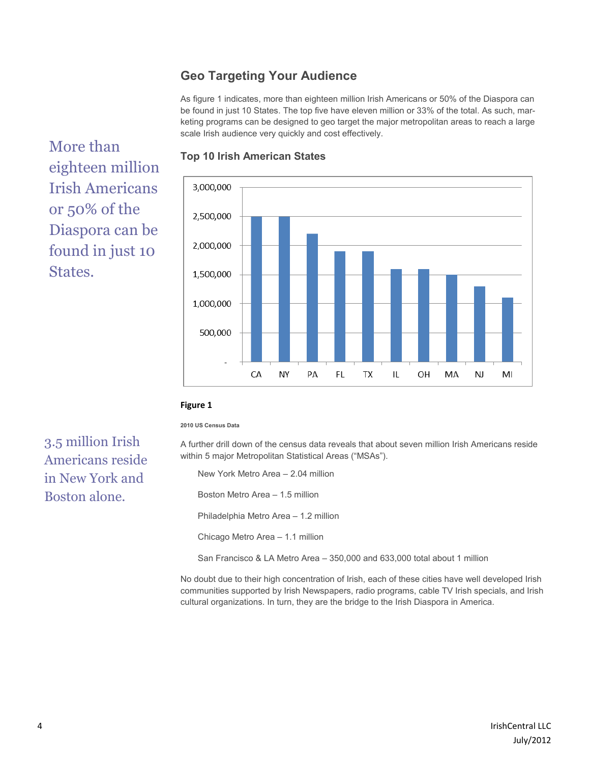## Geo Targeting Your Audience

As figure 1 indicates, more than eighteen million Irish Americans or 50% of the Diaspora can be found in just 10 States. The top five have eleven million or 33% of the total. As such, marketing programs can be designed to geo target the major metropolitan areas to reach a large scale Irish audience very quickly and cost effectively.

> More than eighteen million Irish Americans or 50% of the Diaspora can be found in just 10 States.

### Top 10 Irish American States

**Figure 1**

2010 US Census Data

A further drill down of the census data reveals that about seven million Irish Americans reside within 5 major Metropolitan Statistical Areas ("MSAs").

> 3.5 million Irish Americans reside in New York and Boston alone.

New York Metro Area – 2.04 million

Boston Metro Area – 1.5 million

Philadelphia Metro Area – 1.2 million

Chicago Metro Area – 1.1 million

San Francisco & LA Metro Area – 350,000 and 633,000 total about 1 million

No doubt due to their high concentration of Irish, each of these cities have well developed Irish communities supported by Irish Newspapers, radio programs, cable TV Irish specials, and Irish cultural organizations. In turn, they are the bridge to the Irish Diaspora in America.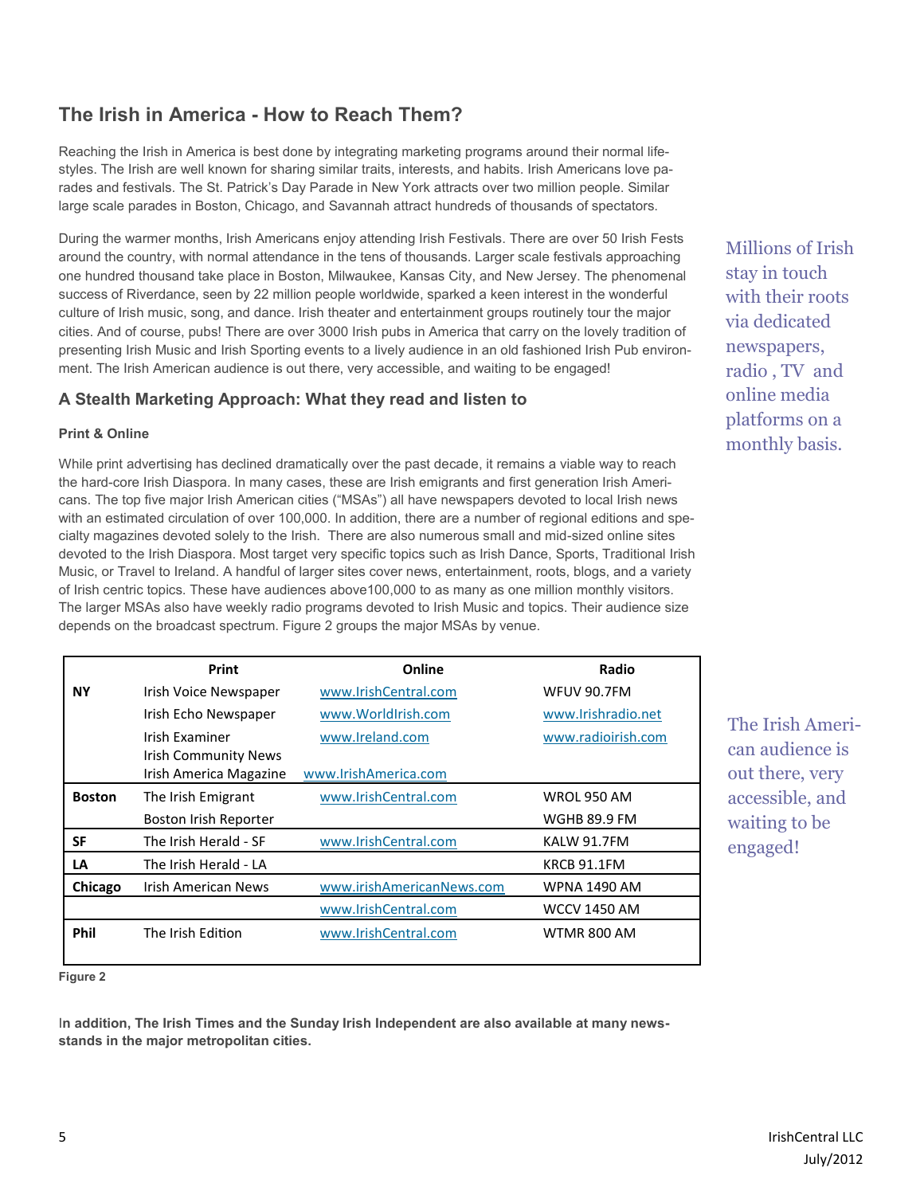## The Irish in America - How to Reach Them?

Reaching the Irish in America is best done by integrating marketing programs around their normal life-styles. The Irish are well known for sharing similar traits, interests, and habits. Irish Americans love parades and festivals. The St. Patrick's Day Parade in New York attracts over two million people. Similar large scale parades in Boston, Chicago, and Savannah attract hundreds of thousands of spectators.

During the warmer months, Irish Americans enjoy attending Irish Festivals. There are over 50 Irish Fests around the country, with normal attendance in the tens of thousands. Larger scale festivals approaching one hundred thousand take place in Boston, Milwaukee, Kansas City, and New Jersey. The phenomenal success of Riverdance, seen by 22 million people worldwide, sparked a keen interest in the wonderful culture of Irish music, song, and dance. Irish theater and entertainment groups routinely tour the major cities. And of course, pubs! There are over 3000 Irish pubs in America that carry on the lovely tradition of presenting Irish Music and Irish Sporting events to a lively audience in an old fashioned Irish Pub environment. The Irish American audience is out there, very accessible, and waiting to be engaged!

Millions of Irish stay in touch with their roots via dedicated newspapers, radio , TV and online media platforms on a monthly basis.

### A Stealth Marketing Approach: What they read and listen to

#### Print & Online

While print advertising has declined dramatically over the past decade, it remains a viable way to reach the hard-core Irish Diaspora. In many cases, these are Irish emigrants and first generation Irish Americans. The top five major Irish American cities ("MSAs") all have newspapers devoted to local Irish news with an estimated circulation of over 100,000. In addition, there are a number of regional editions and specialty magazines devoted solely to the Irish. There are also numerous small and mid-sized online sites devoted to the Irish Diaspora. Most target very specific topics such as Irish Dance, Sports, Traditional Irish Music, or Travel to Ireland. A handful of larger sites cover news, entertainment, roots, blogs, and a variety of Irish centric topics. These have audiences above100,000 to as many as one million monthly visitors. The larger MSAs also have weekly radio programs devoted to Irish Music and topics. Their audience size depends on the broadcast spectrum. Figure 2 groups the major MSAs by venue.

| | Print | Online | Radio |
|---|---|---|---|
| NY | Irish Voice Newspaper | www.IrishCentral.com | WFUV 90.7FM |
| | Irish Echo Newspaper | www.WorldIrish.com | www.Irishradio.net |
| | Irish Examiner | www.Ireland.com | www.radioirish.com |
| | Irish Community News | | |
| | Irish America Magazine | www.IrishAmerica.com | |
| Boston | The Irish Emigrant | www.IrishCentral.com | WROL 950 AM |
| | Boston Irish Reporter | | WGHB 89.9 FM |
| SF | The Irish Herald - SF | www.IrishCentral.com | KALW 91.7FM |
| LA | The Irish Herald - LA | | KRCB 91.1FM |
| Chicago | Irish American News | www.irishAmericanNews.com | WPNA 1490 AM |
| | | www.IrishCentral.com | WCCV 1450 AM |
| Phil | The Irish Edition | www.IrishCentral.com | WTMR 800 AM |

Figure 2

The Irish American audience is out there, very accessible, and waiting to be engaged!

**In addition, The Irish Times and the Sunday Irish Independent are also available at many newsstands in the major metropolitan cities.**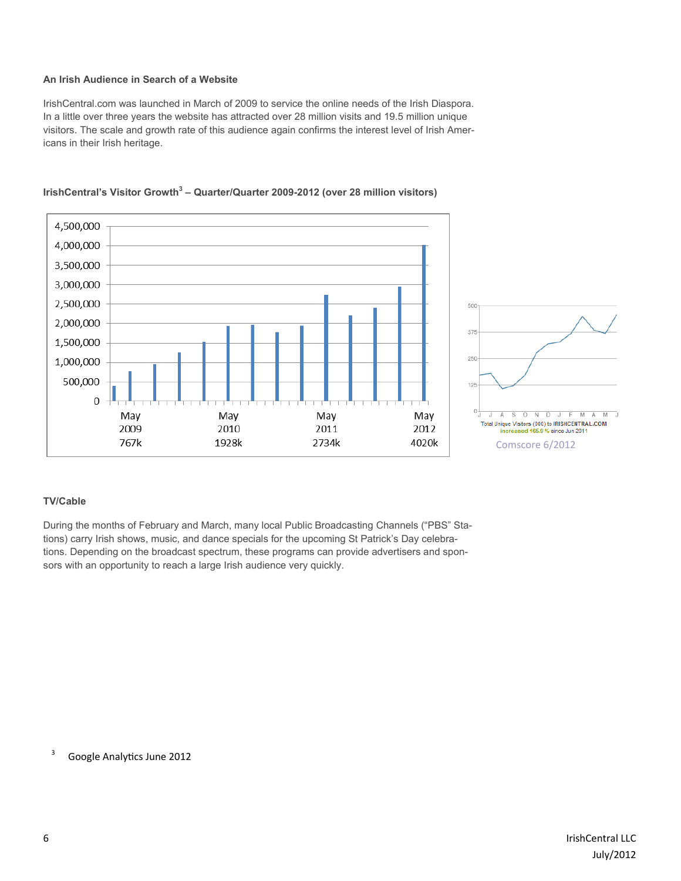### An Irish Audience in Search of a Website

IrishCentral.com was launched in March of 2009 to service the online needs of the Irish Diaspora. In a little over three years the website has attracted over 28 million visits and 19.5 million unique visitors. The scale and growth rate of this audience again confirms the interest level of Irish Americans in their Irish heritage.

**IrishCentral's Visitor Growth[3] – Quarter/Quarter 2009-2012 (over 28 million visitors)**

| May 2009 | May 2010 | May 2011 | May 2012 |
|---|---|---|---|
| 767k | 1928k | 2734k | 4020k |

Total Unique Visitors (000) to IRISHCENTRAL.COM increased 165.0 % since Jun 2011

Comscore 6/2012

### TV/Cable

During the months of February and March, many local Public Broadcasting Channels ("PBS" Stations) carry Irish shows, music, and dance specials for the upcoming St Patrick's Day celebrations. Depending on the broadcast spectrum, these programs can provide advertisers and sponsors with an opportunity to reach a large Irish audience very quickly.

[3] Google Analytics June 2012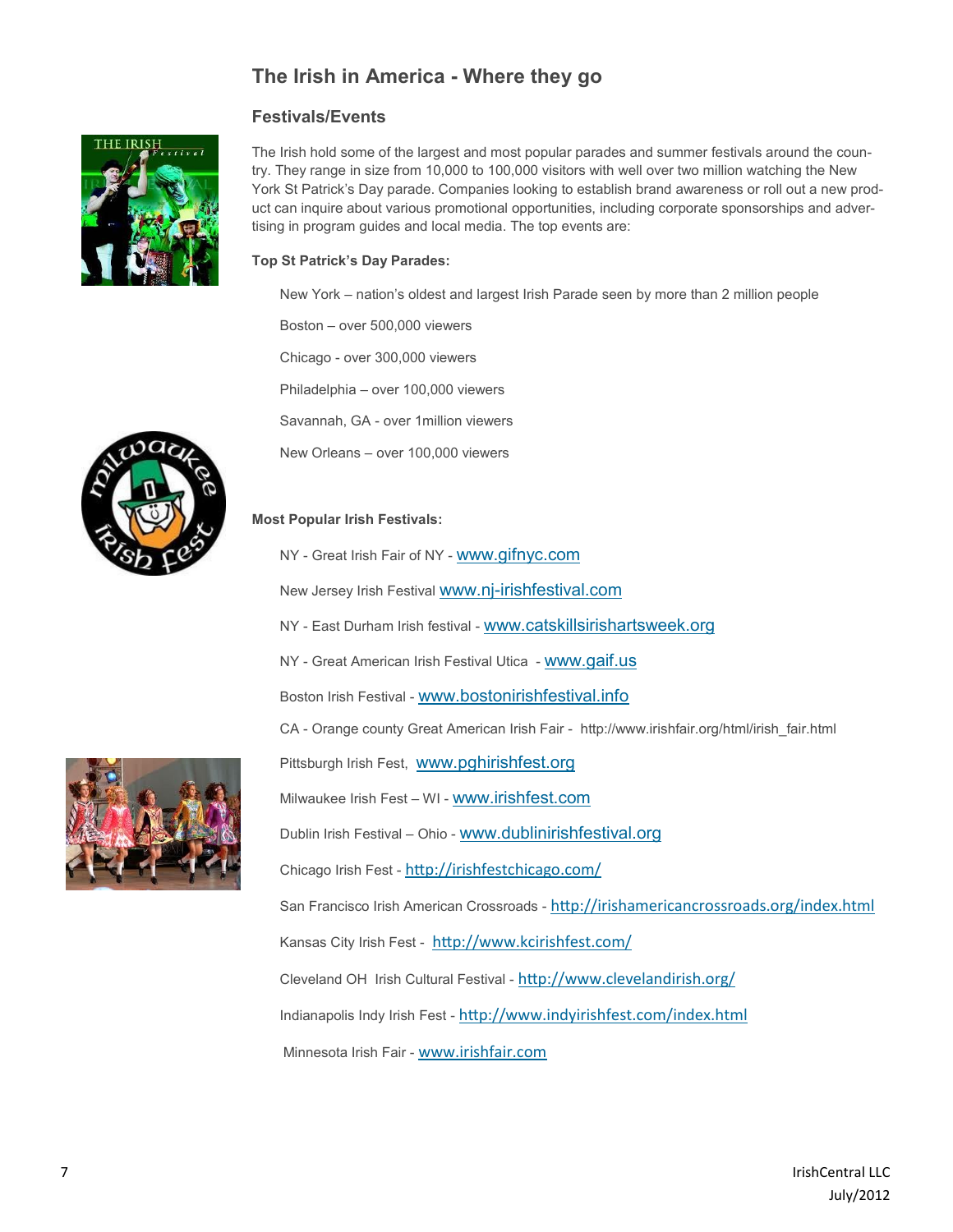## The Irish in America - Where they go

### Festivals/Events

The Irish hold some of the largest and most popular parades and summer festivals around the country. They range in size from 10,000 to 100,000 visitors with well over two million watching the New York St Patrick's Day parade. Companies looking to establish brand awareness or roll out a new product can inquire about various promotional opportunities, including corporate sponsorships and advertising in program guides and local media. The top events are:

**Top St Patrick's Day Parades:**

- New York – nation's oldest and largest Irish Parade seen by more than 2 million people
- Boston – over 500,000 viewers
- Chicago - over 300,000 viewers
- Philadelphia – over 100,000 viewers
- Savannah, GA - over 1million viewers
- New Orleans – over 100,000 viewers

**Most Popular Irish Festivals:**

- NY - Great Irish Fair of NY - www.gifnyc.com
- New Jersey Irish Festival www.nj-irishfestival.com
- NY - East Durham Irish festival - www.catskillsirishartsweek.org
- NY - Great American Irish Festival Utica - www.gaif.us
- Boston Irish Festival - www.bostonirishfestival.info
- CA - Orange county Great American Irish Fair - http://www.irishfair.org/html/irish_fair.html
- Pittsburgh Irish Fest, www.pghirishfest.org
- Milwaukee Irish Fest – WI - www.irishfest.com
- Dublin Irish Festival – Ohio - www.dublinirishfestival.org
- Chicago Irish Fest - http://irishfestchicago.com/
- San Francisco Irish American Crossroads - http://irishamericancrossroads.org/index.html
- Kansas City Irish Fest - http://www.kcirishfest.com/
- Cleveland OH Irish Cultural Festival - http://www.clevelandirish.org/
- Indianapolis Indy Irish Fest - http://www.indyirishfest.com/index.html
- Minnesota Irish Fair - www.irishfair.com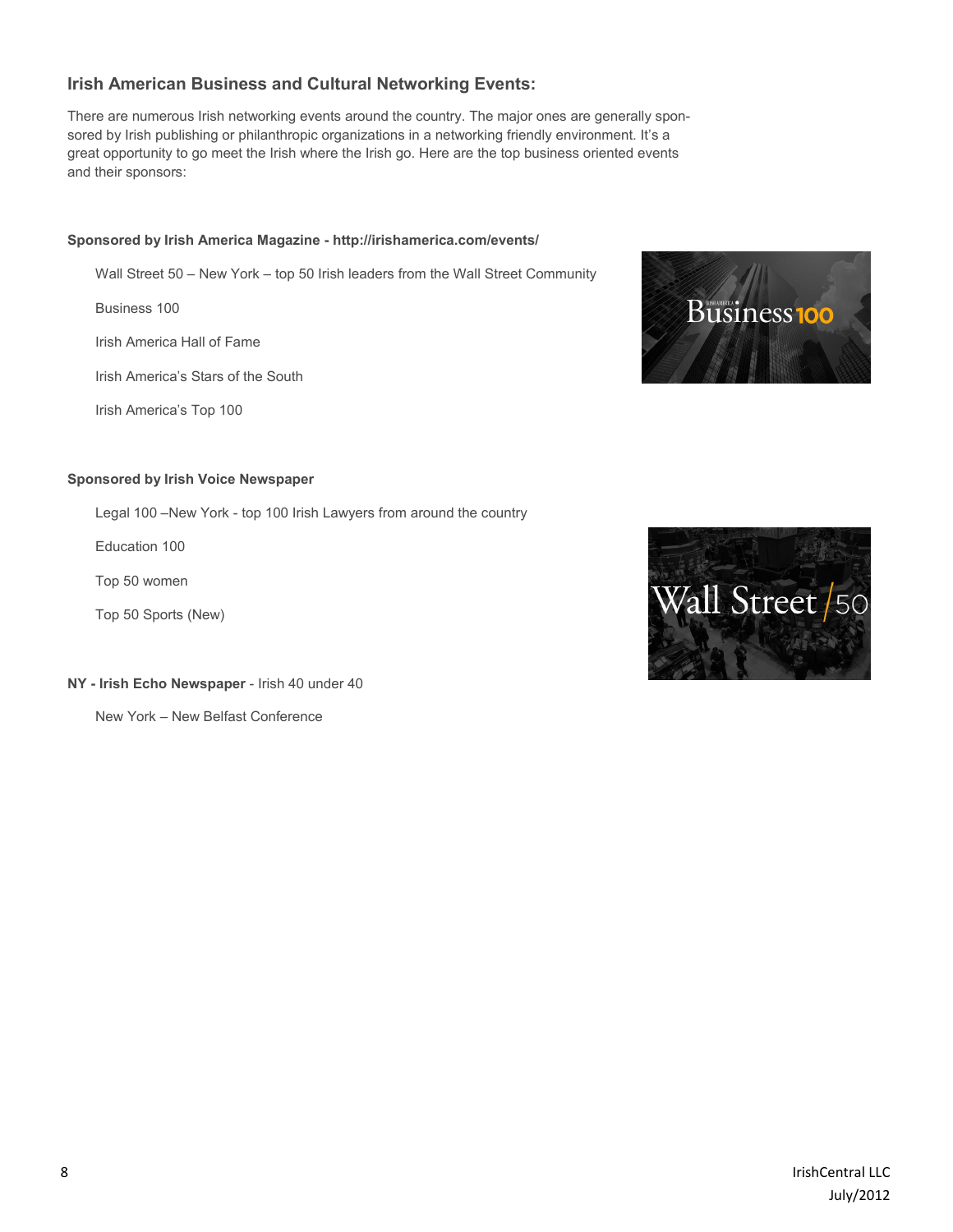## Irish American Business and Cultural Networking Events:

There are numerous Irish networking events around the country. The major ones are generally sponsored by Irish publishing or philanthropic organizations in a networking friendly environment. It's a great opportunity to go meet the Irish where the Irish go. Here are the top business oriented events and their sponsors:

**Sponsored by Irish America Magazine - http://irishamerica.com/events/**

Wall Street 50 – New York – top 50 Irish leaders from the Wall Street Community

Business 100

Irish America Hall of Fame

Irish America's Stars of the South

Irish America's Top 100

**Sponsored by Irish Voice Newspaper**

Legal 100 –New York - top 100 Irish Lawyers from around the country

Education 100

Top 50 women

Top 50 Sports (New)

**NY - Irish Echo Newspaper** - Irish 40 under 40

New York – New Belfast Conference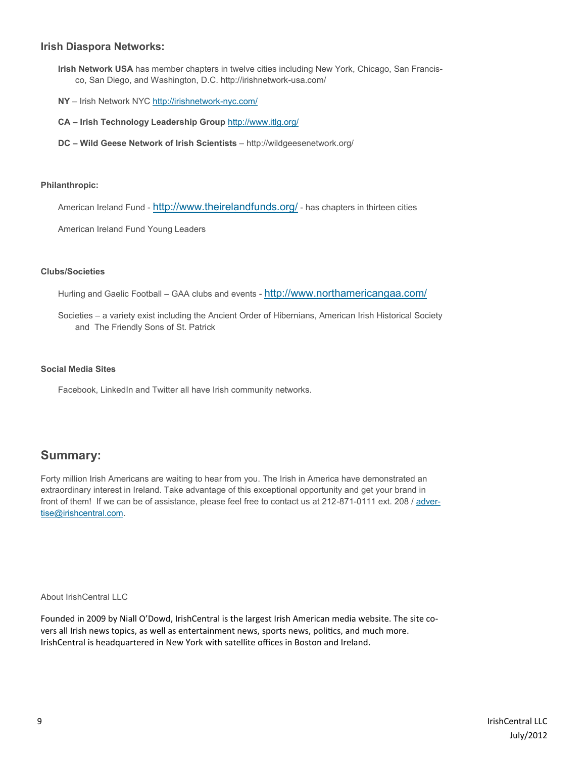### Irish Diaspora Networks:

**Irish Network USA** has member chapters in twelve cities including New York, Chicago, San Francisco, San Diego, and Washington, D.C. http://irishnetwork-usa.com/

**NY** – Irish Network NYC http://irishnetwork-nyc.com/

**CA – Irish Technology Leadership Group** http://www.itlg.org/

**DC – Wild Geese Network of Irish Scientists** – http://wildgeesenetwork.org/

**Philanthropic:**

American Ireland Fund - http://www.theirelandfunds.org/ - has chapters in thirteen cities

American Ireland Fund Young Leaders

**Clubs/Societies**

Hurling and Gaelic Football – GAA clubs and events - http://www.northamericangaa.com/

Societies – a variety exist including the Ancient Order of Hibernians, American Irish Historical Society and The Friendly Sons of St. Patrick

**Social Media Sites**

Facebook, LinkedIn and Twitter all have Irish community networks.

## Summary:

Forty million Irish Americans are waiting to hear from you. The Irish in America have demonstrated an extraordinary interest in Ireland. Take advantage of this exceptional opportunity and get your brand in front of them! If we can be of assistance, please feel free to contact us at 212-871-0111 ext. 208 / advertise@irishcentral.com.

About IrishCentral LLC

Founded in 2009 by Niall O'Dowd, IrishCentral is the largest Irish American media website. The site covers all Irish news topics, as well as entertainment news, sports news, politics, and much more. IrishCentral is headquartered in New York with satellite offices in Boston and Ireland.